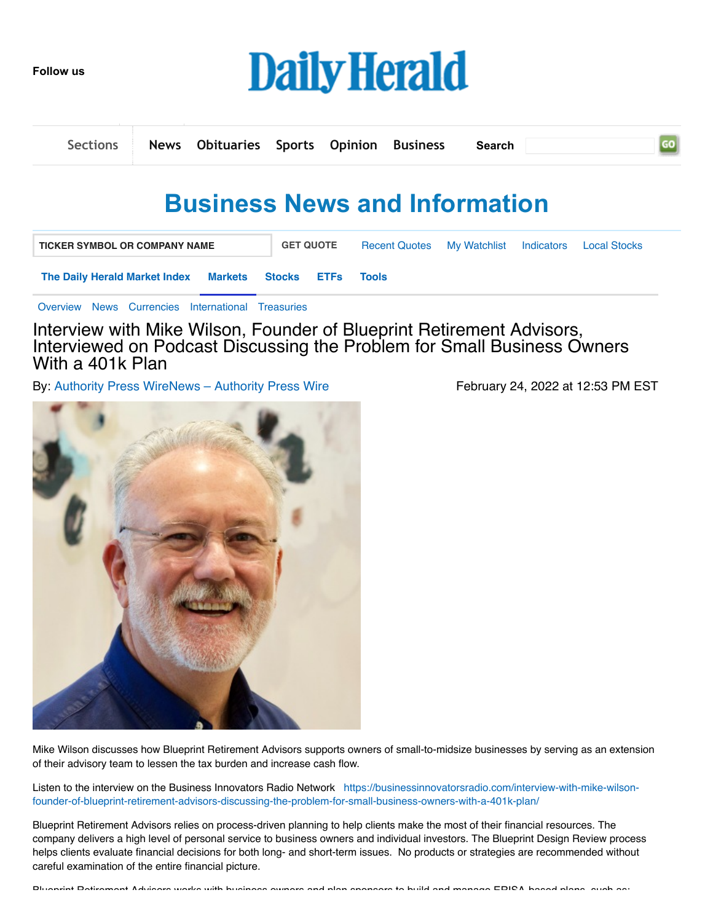Follow us

# Daily Herald

Sections News Obituaries Sports Opinion Business Search GO

## Business News and Information

TICKER SYMBOL OR COMPANY NAME GET QUOTE Recent Quotes My Watchlist Indicators Local Stocks

The Daily Herald Market Index Markets Stocks ETFs Tools

Overview News Currencies International Treasuries

# Interview with Mike Wilson, Founder of Blueprint Retirement Advisors, Interviewed on Podcast Discussing the Problem for Small Business Owners With a 401k Plan

By: Authority Press WireNews – Authority Press Wire February 24, 2022 at 12:53 PM EST

Mike Wilson discusses how Blueprint Retirement Advisors supports owners of small-to-midsize businesses by serving as an extension of their advisory team to lessen the tax burden and increase cash flow.

Listen to the interview on the Business Innovators Radio Network https://businessinnovatorsradio.com/interview-with-mike-wilson-founder-of-blueprint-retirement-advisors-discussing-the-problem-for-small-business-owners-with-a-401k-plan/

Blueprint Retirement Advisors relies on process-driven planning to help clients make the most of their financial resources. The company delivers a high level of personal service to business owners and individual investors. The Blueprint Design Review process helps clients evaluate financial decisions for both long- and short-term issues. No products or strategies are recommended without careful examination of the entire financial picture.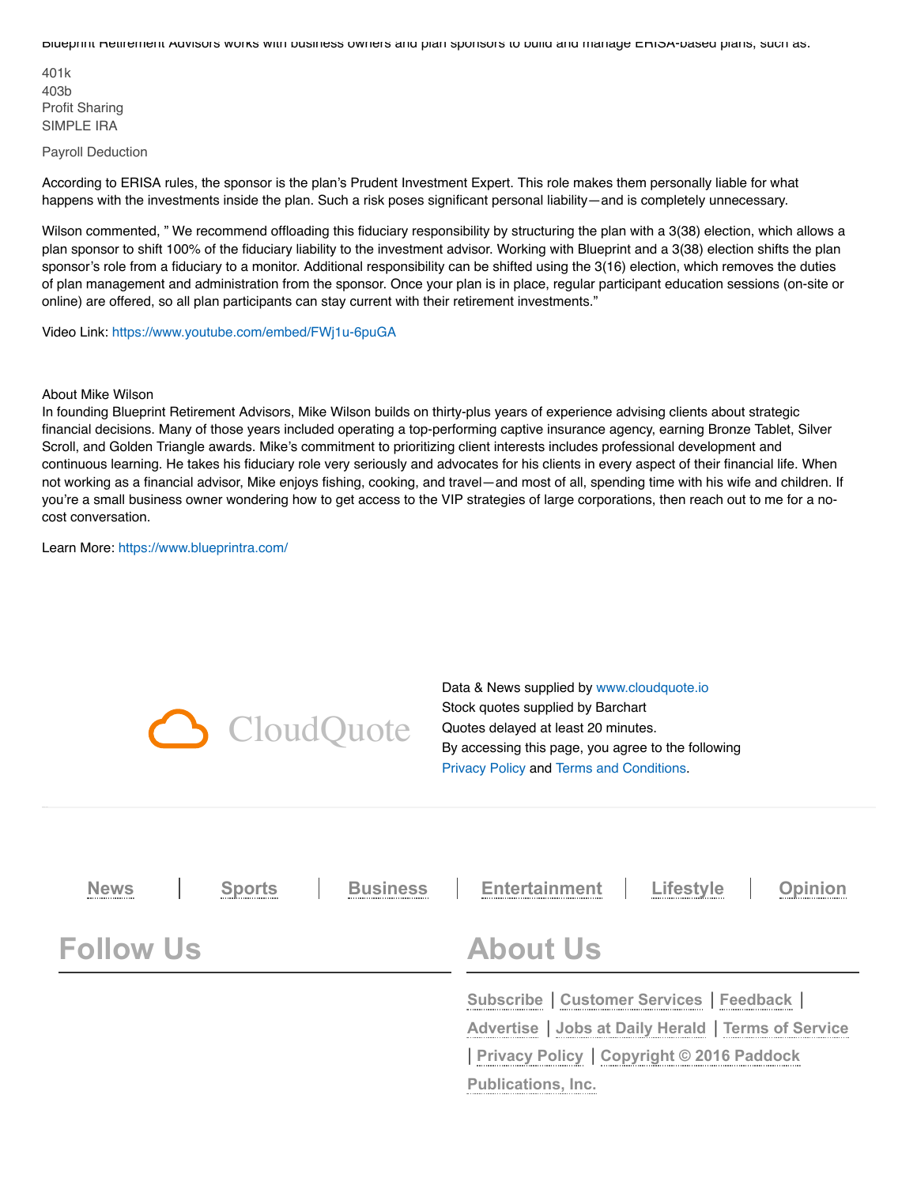Blueprint Retirement Advisors works with business owners and plan sponsors to build and manage ERISA-based plans, such as:

401k
403b
Profit Sharing
SIMPLE IRA

Payroll Deduction

According to ERISA rules, the sponsor is the plan's Prudent Investment Expert. This role makes them personally liable for what happens with the investments inside the plan. Such a risk poses significant personal liability—and is completely unnecessary.

Wilson commented, " We recommend offloading this fiduciary responsibility by structuring the plan with a 3(38) election, which allows a plan sponsor to shift 100% of the fiduciary liability to the investment advisor. Working with Blueprint and a 3(38) election shifts the plan sponsor's role from a fiduciary to a monitor. Additional responsibility can be shifted using the 3(16) election, which removes the duties of plan management and administration from the sponsor. Once your plan is in place, regular participant education sessions (on-site or online) are offered, so all plan participants can stay current with their retirement investments."

Video Link: https://www.youtube.com/embed/FWj1u-6puGA

About Mike Wilson
In founding Blueprint Retirement Advisors, Mike Wilson builds on thirty-plus years of experience advising clients about strategic financial decisions. Many of those years included operating a top-performing captive insurance agency, earning Bronze Tablet, Silver Scroll, and Golden Triangle awards. Mike's commitment to prioritizing client interests includes professional development and continuous learning. He takes his fiduciary role very seriously and advocates for his clients in every aspect of their financial life. When not working as a financial advisor, Mike enjoys fishing, cooking, and travel—and most of all, spending time with his wife and children. If you're a small business owner wondering how to get access to the VIP strategies of large corporations, then reach out to me for a no-cost conversation.

Learn More: https://www.blueprintra.com/

CloudQuote

Data & News supplied by www.cloudquote.io
Stock quotes supplied by Barchart
Quotes delayed at least 20 minutes.
By accessing this page, you agree to the following Privacy Policy and Terms and Conditions.

News | Sports | Business | Entertainment | Lifestyle | Opinion

## Follow Us

## About Us

Subscribe | Customer Services | Feedback | Advertise | Jobs at Daily Herald | Terms of Service | Privacy Policy | Copyright © 2016 Paddock Publications, Inc.